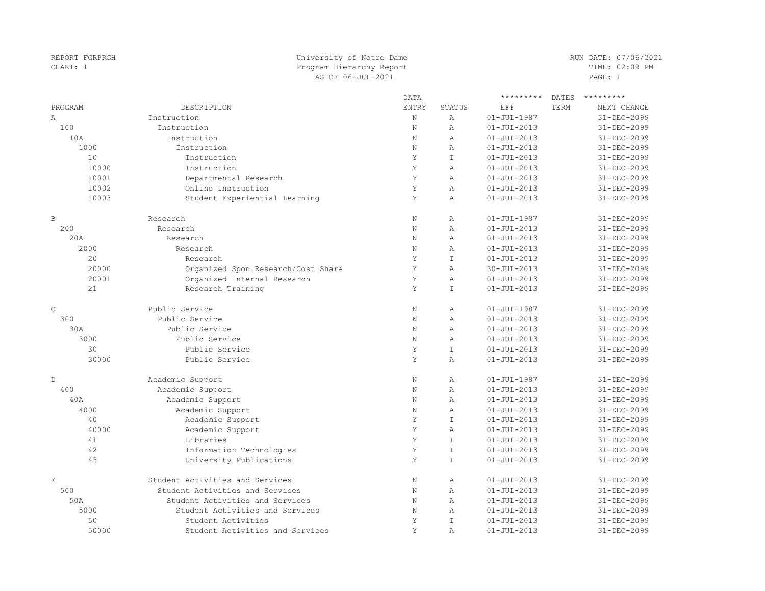REPORT FGRPRGH
CHART: 1

University of Notre Dame
Program Hierarchy Report
AS OF 06-JUL-2021

RUN DATE: 07/06/2021
TIME: 02:09 PM

| PROGRAM | DESCRIPTION | DATA ENTRY | STATUS | EFF | TERM | NEXT CHANGE |
|---|---|---|---|---|---|---|
| A | Instruction | N | A | 01-JUL-1987 | | 31-DEC-2099 |
| 100 | Instruction | N | A | 01-JUL-2013 | | 31-DEC-2099 |
| 10A | Instruction | N | A | 01-JUL-2013 | | 31-DEC-2099 |
| 1000 | Instruction | N | A | 01-JUL-2013 | | 31-DEC-2099 |
| 10 | Instruction | Y | I | 01-JUL-2013 | | 31-DEC-2099 |
| 10000 | Instruction | Y | A | 01-JUL-2013 | | 31-DEC-2099 |
| 10001 | Departmental Research | Y | A | 01-JUL-2013 | | 31-DEC-2099 |
| 10002 | Online Instruction | Y | A | 01-JUL-2013 | | 31-DEC-2099 |
| 10003 | Student Experiential Learning | Y | A | 01-JUL-2013 | | 31-DEC-2099 |
| B | Research | N | A | 01-JUL-1987 | | 31-DEC-2099 |
| 200 | Research | N | A | 01-JUL-2013 | | 31-DEC-2099 |
| 20A | Research | N | A | 01-JUL-2013 | | 31-DEC-2099 |
| 2000 | Research | N | A | 01-JUL-2013 | | 31-DEC-2099 |
| 20 | Research | Y | I | 01-JUL-2013 | | 31-DEC-2099 |
| 20000 | Organized Spon Research/Cost Share | Y | A | 30-JUL-2013 | | 31-DEC-2099 |
| 20001 | Organized Internal Research | Y | A | 01-JUL-2013 | | 31-DEC-2099 |
| 21 | Research Training | Y | I | 01-JUL-2013 | | 31-DEC-2099 |
| C | Public Service | N | A | 01-JUL-1987 | | 31-DEC-2099 |
| 300 | Public Service | N | A | 01-JUL-2013 | | 31-DEC-2099 |
| 30A | Public Service | N | A | 01-JUL-2013 | | 31-DEC-2099 |
| 3000 | Public Service | N | A | 01-JUL-2013 | | 31-DEC-2099 |
| 30 | Public Service | Y | I | 01-JUL-2013 | | 31-DEC-2099 |
| 30000 | Public Service | Y | A | 01-JUL-2013 | | 31-DEC-2099 |
| D | Academic Support | N | A | 01-JUL-1987 | | 31-DEC-2099 |
| 400 | Academic Support | N | A | 01-JUL-2013 | | 31-DEC-2099 |
| 40A | Academic Support | N | A | 01-JUL-2013 | | 31-DEC-2099 |
| 4000 | Academic Support | N | A | 01-JUL-2013 | | 31-DEC-2099 |
| 40 | Academic Support | Y | I | 01-JUL-2013 | | 31-DEC-2099 |
| 40000 | Academic Support | Y | A | 01-JUL-2013 | | 31-DEC-2099 |
| 41 | Libraries | Y | I | 01-JUL-2013 | | 31-DEC-2099 |
| 42 | Information Technologies | Y | I | 01-JUL-2013 | | 31-DEC-2099 |
| 43 | University Publications | Y | I | 01-JUL-2013 | | 31-DEC-2099 |
| E | Student Activities and Services | N | A | 01-JUL-2013 | | 31-DEC-2099 |
| 500 | Student Activities and Services | N | A | 01-JUL-2013 | | 31-DEC-2099 |
| 50A | Student Activities and Services | N | A | 01-JUL-2013 | | 31-DEC-2099 |
| 5000 | Student Activities and Services | N | A | 01-JUL-2013 | | 31-DEC-2099 |
| 50 | Student Activities | Y | I | 01-JUL-2013 | | 31-DEC-2099 |
| 50000 | Student Activities and Services | Y | A | 01-JUL-2013 | | 31-DEC-2099 |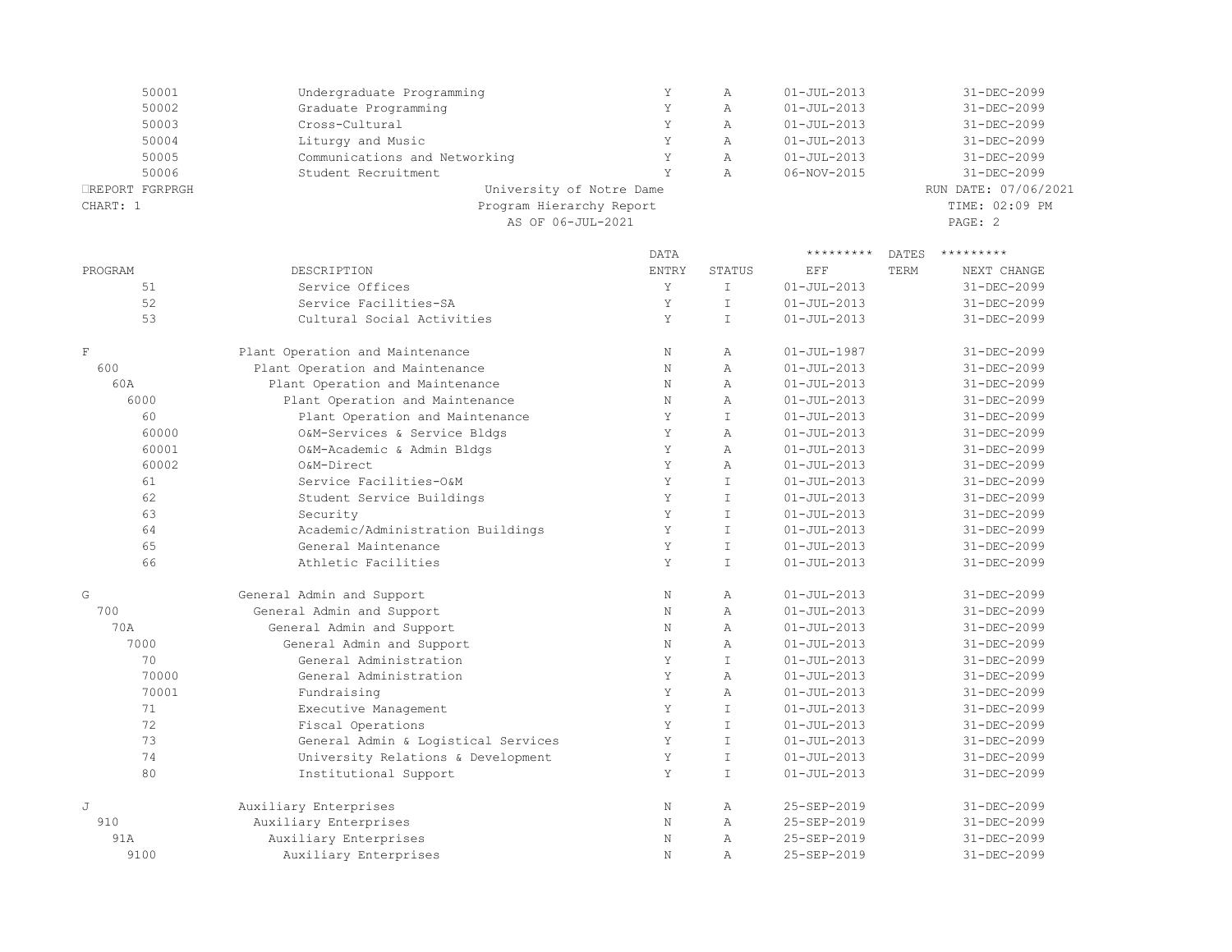| PROGRAM | DESCRIPTION | DATA ENTRY | STATUS | EFF | TERM | NEXT CHANGE |
|---|---|---|---|---|---|---|
| 50001 | Undergraduate Programming | Y | A | 01-JUL-2013 | | 31-DEC-2099 |
| 50002 | Graduate Programming | Y | A | 01-JUL-2013 | | 31-DEC-2099 |
| 50003 | Cross-Cultural | Y | A | 01-JUL-2013 | | 31-DEC-2099 |
| 50004 | Liturgy and Music | Y | A | 01-JUL-2013 | | 31-DEC-2099 |
| 50005 | Communications and Networking | Y | A | 01-JUL-2013 | | 31-DEC-2099 |
| 50006 | Student Recruitment | Y | A | 06-NOV-2015 | | 31-DEC-2099 |

REPORT FGRPRGH — University of Notre Dame — RUN DATE: 07/06/2021
CHART: 1 — Program Hierarchy Report — TIME: 02:09 PM
AS OF 06-JUL-2021

| PROGRAM | DESCRIPTION | DATA ENTRY | STATUS | ********* DATES ********* EFF | TERM | NEXT CHANGE |
|---|---|---|---|---|---|---|
| 51 | Service Offices | Y | I | 01-JUL-2013 | | 31-DEC-2099 |
| 52 | Service Facilities-SA | Y | I | 01-JUL-2013 | | 31-DEC-2099 |
| 53 | Cultural Social Activities | Y | I | 01-JUL-2013 | | 31-DEC-2099 |
| F | Plant Operation and Maintenance | N | A | 01-JUL-1987 | | 31-DEC-2099 |
| 600 | Plant Operation and Maintenance | N | A | 01-JUL-2013 | | 31-DEC-2099 |
| 60A | Plant Operation and Maintenance | N | A | 01-JUL-2013 | | 31-DEC-2099 |
| 6000 | Plant Operation and Maintenance | N | A | 01-JUL-2013 | | 31-DEC-2099 |
| 60 | Plant Operation and Maintenance | Y | I | 01-JUL-2013 | | 31-DEC-2099 |
| 60000 | O&M-Services & Service Bldgs | Y | A | 01-JUL-2013 | | 31-DEC-2099 |
| 60001 | O&M-Academic & Admin Bldgs | Y | A | 01-JUL-2013 | | 31-DEC-2099 |
| 60002 | O&M-Direct | Y | A | 01-JUL-2013 | | 31-DEC-2099 |
| 61 | Service Facilities-O&M | Y | I | 01-JUL-2013 | | 31-DEC-2099 |
| 62 | Student Service Buildings | Y | I | 01-JUL-2013 | | 31-DEC-2099 |
| 63 | Security | Y | I | 01-JUL-2013 | | 31-DEC-2099 |
| 64 | Academic/Administration Buildings | Y | I | 01-JUL-2013 | | 31-DEC-2099 |
| 65 | General Maintenance | Y | I | 01-JUL-2013 | | 31-DEC-2099 |
| 66 | Athletic Facilities | Y | I | 01-JUL-2013 | | 31-DEC-2099 |
| G | General Admin and Support | N | A | 01-JUL-2013 | | 31-DEC-2099 |
| 700 | General Admin and Support | N | A | 01-JUL-2013 | | 31-DEC-2099 |
| 70A | General Admin and Support | N | A | 01-JUL-2013 | | 31-DEC-2099 |
| 7000 | General Admin and Support | N | A | 01-JUL-2013 | | 31-DEC-2099 |
| 70 | General Administration | Y | I | 01-JUL-2013 | | 31-DEC-2099 |
| 70000 | General Administration | Y | A | 01-JUL-2013 | | 31-DEC-2099 |
| 70001 | Fundraising | Y | A | 01-JUL-2013 | | 31-DEC-2099 |
| 71 | Executive Management | Y | I | 01-JUL-2013 | | 31-DEC-2099 |
| 72 | Fiscal Operations | Y | I | 01-JUL-2013 | | 31-DEC-2099 |
| 73 | General Admin & Logistical Services | Y | I | 01-JUL-2013 | | 31-DEC-2099 |
| 74 | University Relations & Development | Y | I | 01-JUL-2013 | | 31-DEC-2099 |
| 80 | Institutional Support | Y | I | 01-JUL-2013 | | 31-DEC-2099 |
| J | Auxiliary Enterprises | N | A | 25-SEP-2019 | | 31-DEC-2099 |
| 910 | Auxiliary Enterprises | N | A | 25-SEP-2019 | | 31-DEC-2099 |
| 91A | Auxiliary Enterprises | N | A | 25-SEP-2019 | | 31-DEC-2099 |
| 9100 | Auxiliary Enterprises | N | A | 25-SEP-2019 | | 31-DEC-2099 |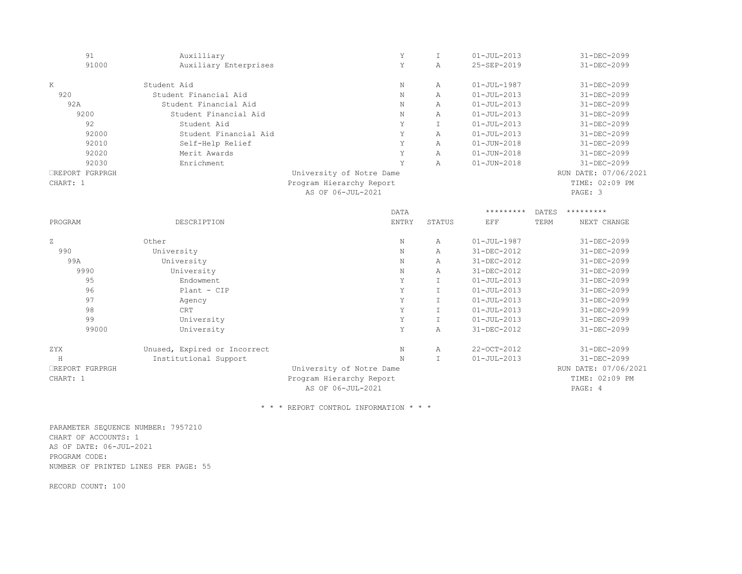| PROGRAM | DESCRIPTION | DATA ENTRY | STATUS | EFF | TERM | NEXT CHANGE |
|---|---|---|---|---|---|---|
| 91 | Auxilliary | Y | I | 01-JUL-2013 | | 31-DEC-2099 |
| 91000 | Auxiliary Enterprises | Y | A | 25-SEP-2019 | | 31-DEC-2099 |
| K | Student Aid | N | A | 01-JUL-1987 | | 31-DEC-2099 |
| 920 | Student Financial Aid | N | A | 01-JUL-2013 | | 31-DEC-2099 |
| 92A | Student Financial Aid | N | A | 01-JUL-2013 | | 31-DEC-2099 |
| 9200 | Student Financial Aid | N | A | 01-JUL-2013 | | 31-DEC-2099 |
| 92 | Student Aid | Y | I | 01-JUL-2013 | | 31-DEC-2099 |
| 92000 | Student Financial Aid | Y | A | 01-JUL-2013 | | 31-DEC-2099 |
| 92010 | Self-Help Relief | Y | A | 01-JUN-2018 | | 31-DEC-2099 |
| 92020 | Merit Awards | Y | A | 01-JUN-2018 | | 31-DEC-2099 |
| 92030 | Enrichment | Y | A | 01-JUN-2018 | | 31-DEC-2099 |

REPORT FGRPRGH
CHART: 1

University of Notre Dame
Program Hierarchy Report
AS OF 06-JUL-2021

RUN DATE: 07/06/2021
TIME: 02:09 PM

| PROGRAM | DESCRIPTION | DATA ENTRY | STATUS | ********* DATES EFF | TERM | ********* NEXT CHANGE |
|---|---|---|---|---|---|---|
| Z | Other | N | A | 01-JUL-1987 | | 31-DEC-2099 |
| 990 | University | N | A | 31-DEC-2012 | | 31-DEC-2099 |
| 99A | University | N | A | 31-DEC-2012 | | 31-DEC-2099 |
| 9990 | University | N | A | 31-DEC-2012 | | 31-DEC-2099 |
| 95 | Endowment | Y | I | 01-JUL-2013 | | 31-DEC-2099 |
| 96 | Plant - CIP | Y | I | 01-JUL-2013 | | 31-DEC-2099 |
| 97 | Agency | Y | I | 01-JUL-2013 | | 31-DEC-2099 |
| 98 | CRT | Y | I | 01-JUL-2013 | | 31-DEC-2099 |
| 99 | University | Y | I | 01-JUL-2013 | | 31-DEC-2099 |
| 99000 | University | Y | A | 31-DEC-2012 | | 31-DEC-2099 |
| ZYX | Unused, Expired or Incorrect | N | A | 22-OCT-2012 | | 31-DEC-2099 |
| H | Institutional Support | N | I | 01-JUL-2013 | | 31-DEC-2099 |

REPORT FGRPRGH
CHART: 1

University of Notre Dame
Program Hierarchy Report
AS OF 06-JUL-2021

RUN DATE: 07/06/2021
TIME: 02:09 PM

* * * REPORT CONTROL INFORMATION * * *

PARAMETER SEQUENCE NUMBER: 7957210
CHART OF ACCOUNTS: 1
AS OF DATE: 06-JUL-2021
PROGRAM CODE:
NUMBER OF PRINTED LINES PER PAGE: 55

RECORD COUNT: 100